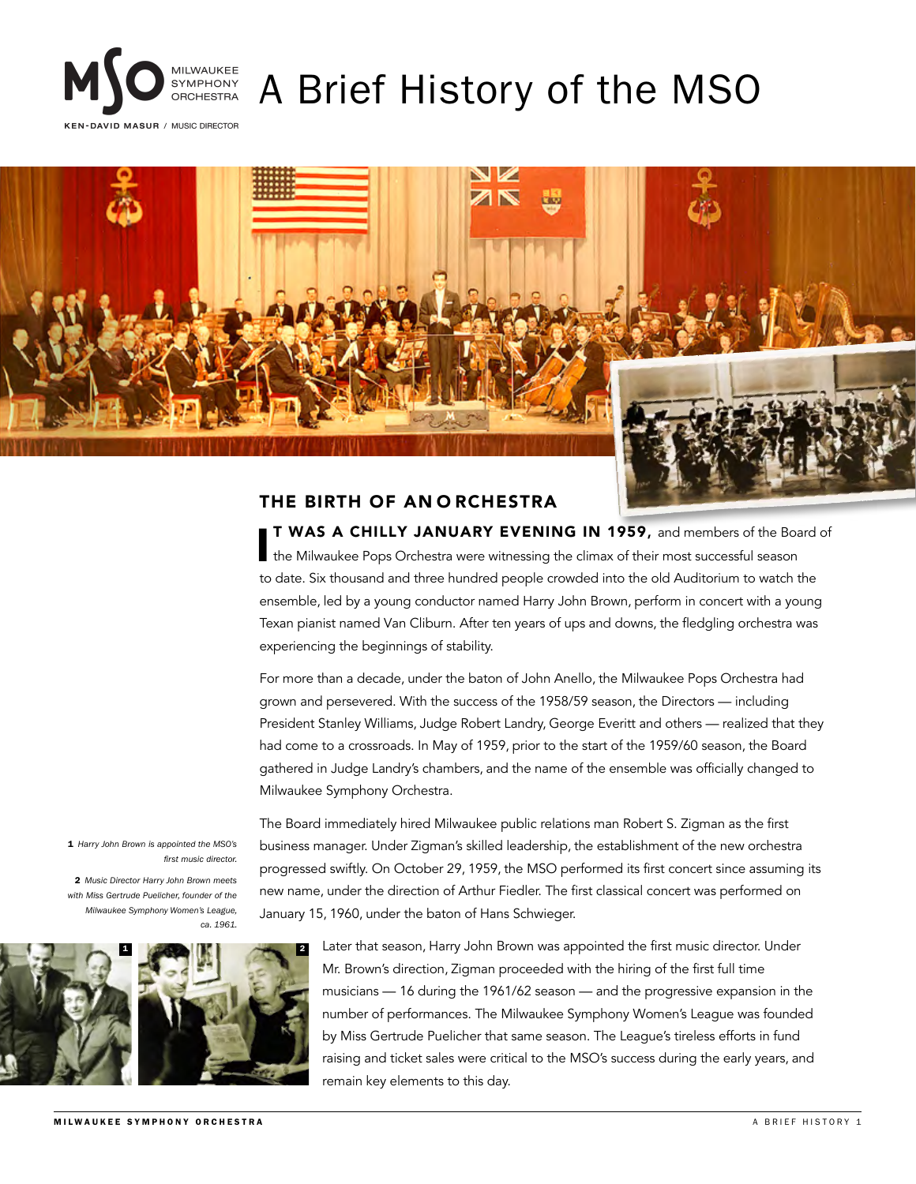# A Brief History of the MSO

MILWAUKEE SYMPHONY ORCHESTRA

KEN-DAVID MASUR / MUSIC DIRECTOR

## THE BIRTH OF AN ORCHESTRA

**IT WAS A CHILLY JANUARY EVENING IN 1959,** and members of the Board of the Milwaukee Pops Orchestra were witnessing the climax of their most successful season to date. Six thousand and three hundred people crowded into the old Auditorium to watch the ensemble, led by a young conductor named Harry John Brown, perform in concert with a young Texan pianist named Van Cliburn. After ten years of ups and downs, the fledgling orchestra was experiencing the beginnings of stability.

For more than a decade, under the baton of John Anello, the Milwaukee Pops Orchestra had grown and persevered. With the success of the 1958/59 season, the Directors — including President Stanley Williams, Judge Robert Landry, George Everitt and others — realized that they had come to a crossroads. In May of 1959, prior to the start of the 1959/60 season, the Board gathered in Judge Landry's chambers, and the name of the ensemble was officially changed to Milwaukee Symphony Orchestra.

The Board immediately hired Milwaukee public relations man Robert S. Zigman as the first business manager. Under Zigman's skilled leadership, the establishment of the new orchestra progressed swiftly. On October 29, 1959, the MSO performed its first concert since assuming its new name, under the direction of Arthur Fiedler. The first classical concert was performed on January 15, 1960, under the baton of Hans Schwieger.

*1 Harry John Brown is appointed the MSO's first music director.*

*2 Music Director Harry John Brown meets with Miss Gertrude Puelicher, founder of the Milwaukee Symphony Women's League, ca. 1961.*

Later that season, Harry John Brown was appointed the first music director. Under Mr. Brown's direction, Zigman proceeded with the hiring of the first full time musicians — 16 during the 1961/62 season — and the progressive expansion in the number of performances. The Milwaukee Symphony Women's League was founded by Miss Gertrude Puelicher that same season. The League's tireless efforts in fund raising and ticket sales were critical to the MSO's success during the early years, and remain key elements to this day.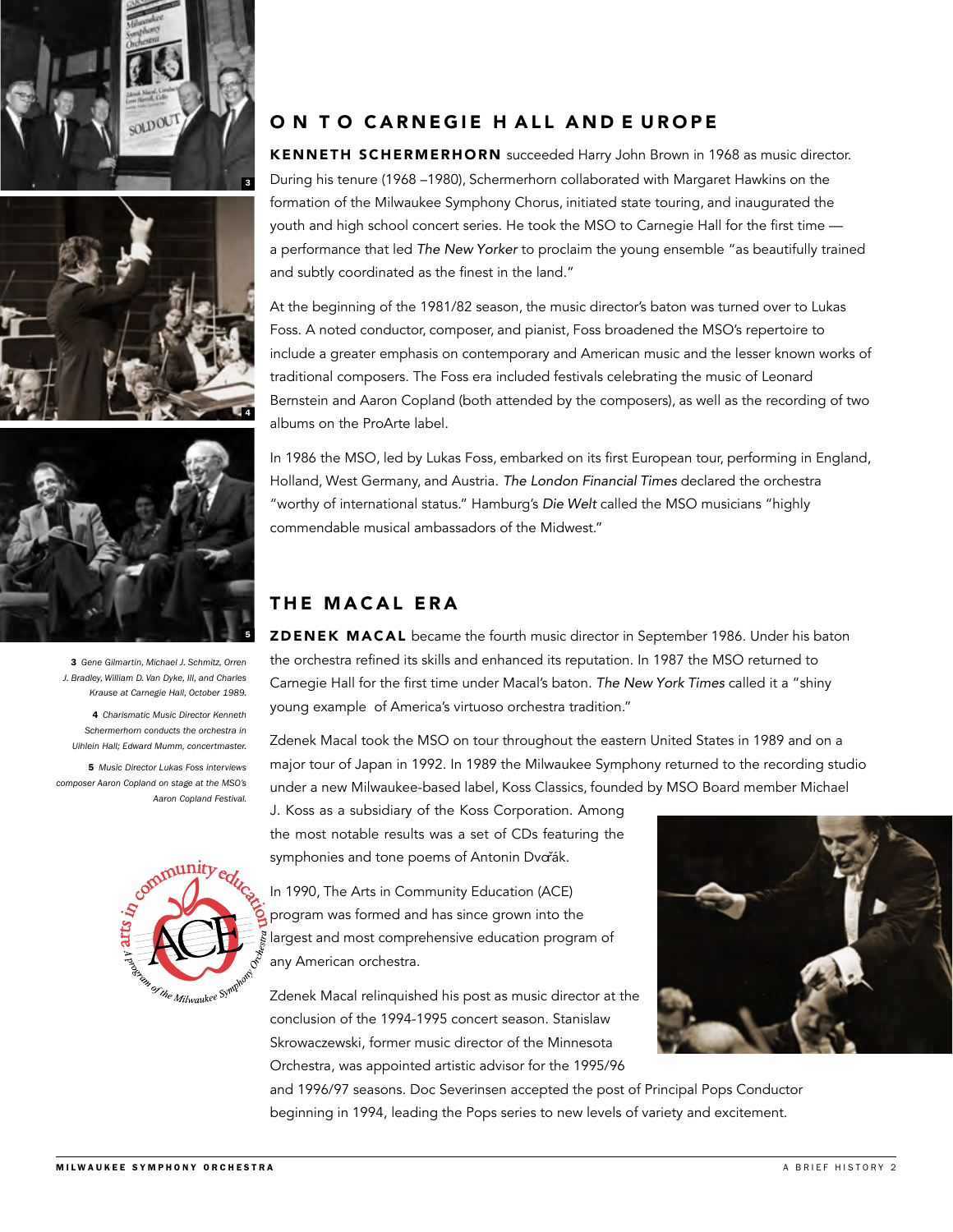## ON TO CARNEGIE HALL AND EUROPE

**KENNETH SCHERMERHORN** succeeded Harry John Brown in 1968 as music director. During his tenure (1968 –1980), Schermerhorn collaborated with Margaret Hawkins on the formation of the Milwaukee Symphony Chorus, initiated state touring, and inaugurated the youth and high school concert series. He took the MSO to Carnegie Hall for the first time — a performance that led *The New Yorker* to proclaim the young ensemble "as beautifully trained and subtly coordinated as the finest in the land."

At the beginning of the 1981/82 season, the music director's baton was turned over to Lukas Foss. A noted conductor, composer, and pianist, Foss broadened the MSO's repertoire to include a greater emphasis on contemporary and American music and the lesser known works of traditional composers. The Foss era included festivals celebrating the music of Leonard Bernstein and Aaron Copland (both attended by the composers), as well as the recording of two albums on the ProArte label.

In 1986 the MSO, led by Lukas Foss, embarked on its first European tour, performing in England, Holland, West Germany, and Austria. *The London Financial Times* declared the orchestra "worthy of international status." Hamburg's *Die Welt* called the MSO musicians "highly commendable musical ambassadors of the Midwest."

## THE MACAL ERA

**ZDENEK MACAL** became the fourth music director in September 1986. Under his baton the orchestra refined its skills and enhanced its reputation. In 1987 the MSO returned to Carnegie Hall for the first time under Macal's baton. *The New York Times* called it a "shiny young example of America's virtuoso orchestra tradition."

Zdenek Macal took the MSO on tour throughout the eastern United States in 1989 and on a major tour of Japan in 1992. In 1989 the Milwaukee Symphony returned to the recording studio under a new Milwaukee-based label, Koss Classics, founded by MSO Board member Michael J. Koss as a subsidiary of the Koss Corporation. Among the most notable results was a set of CDs featuring the symphonies and tone poems of Antonin Dvořák.

In 1990, The Arts in Community Education (ACE) program was formed and has since grown into the largest and most comprehensive education program of any American orchestra.

Zdenek Macal relinquished his post as music director at the conclusion of the 1994-1995 concert season. Stanislaw Skrowaczewski, former music director of the Minnesota Orchestra, was appointed artistic advisor for the 1995/96 and 1996/97 seasons. Doc Severinsen accepted the post of Principal Pops Conductor beginning in 1994, leading the Pops series to new levels of variety and excitement.

**3** *Gene Gilmartin, Michael J. Schmitz, Orren J. Bradley, William D. Van Dyke, III, and Charles Krause at Carnegie Hall, October 1989.*

**4** *Charismatic Music Director Kenneth Schermerhorn conducts the orchestra in Uihlein Hall; Edward Mumm, concertmaster.*

**5** *Music Director Lukas Foss interviews composer Aaron Copland on stage at the MSO's Aaron Copland Festival.*

arts in community education — ACE — A Program of the Milwaukee Symphony Orchestra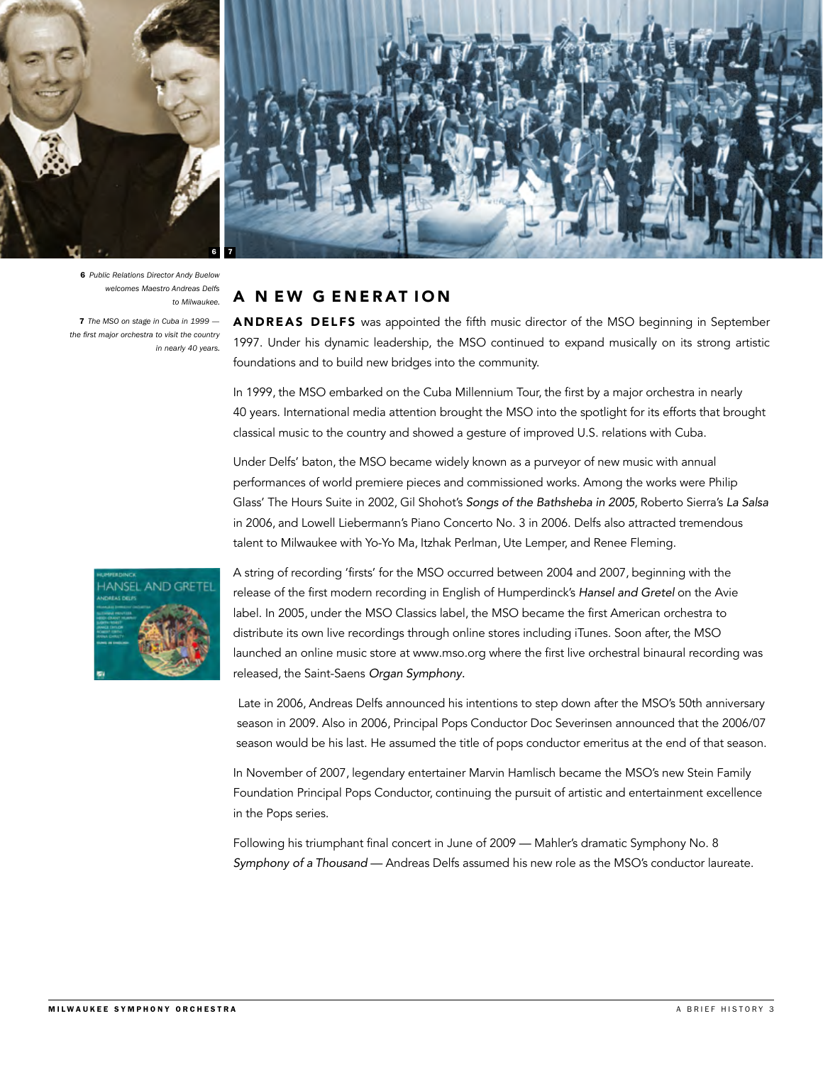6 *Public Relations Director Andy Buelow welcomes Maestro Andreas Delfs to Milwaukee.*

7 *The MSO on stage in Cuba in 1999 — the first major orchestra to visit the country in nearly 40 years.*

## A NEW GENERATION

**ANDREAS DELFS** was appointed the fifth music director of the MSO beginning in September 1997. Under his dynamic leadership, the MSO continued to expand musically on its strong artistic foundations and to build new bridges into the community.

In 1999, the MSO embarked on the Cuba Millennium Tour, the first by a major orchestra in nearly 40 years. International media attention brought the MSO into the spotlight for its efforts that brought classical music to the country and showed a gesture of improved U.S. relations with Cuba.

Under Delfs' baton, the MSO became widely known as a purveyor of new music with annual performances of world premiere pieces and commissioned works. Among the works were Philip Glass' The Hours Suite in 2002, Gil Shohot's *Songs of the Bathsheba in 2005*, Roberto Sierra's *La Salsa* in 2006, and Lowell Liebermann's Piano Concerto No. 3 in 2006. Delfs also attracted tremendous talent to Milwaukee with Yo-Yo Ma, Itzhak Perlman, Ute Lemper, and Renee Fleming.

A string of recording 'firsts' for the MSO occurred between 2004 and 2007, beginning with the release of the first modern recording in English of Humperdinck's *Hansel and Gretel* on the Avie label. In 2005, under the MSO Classics label, the MSO became the first American orchestra to distribute its own live recordings through online stores including iTunes. Soon after, the MSO launched an online music store at www.mso.org where the first live orchestral binaural recording was released, the Saint-Saens *Organ Symphony*.

Late in 2006, Andreas Delfs announced his intentions to step down after the MSO's 50th anniversary season in 2009. Also in 2006, Principal Pops Conductor Doc Severinsen announced that the 2006/07 season would be his last. He assumed the title of pops conductor emeritus at the end of that season.

In November of 2007, legendary entertainer Marvin Hamlisch became the MSO's new Stein Family Foundation Principal Pops Conductor, continuing the pursuit of artistic and entertainment excellence in the Pops series.

Following his triumphant final concert in June of 2009 — Mahler's dramatic Symphony No. 8 *Symphony of a Thousand* — Andreas Delfs assumed his new role as the MSO's conductor laureate.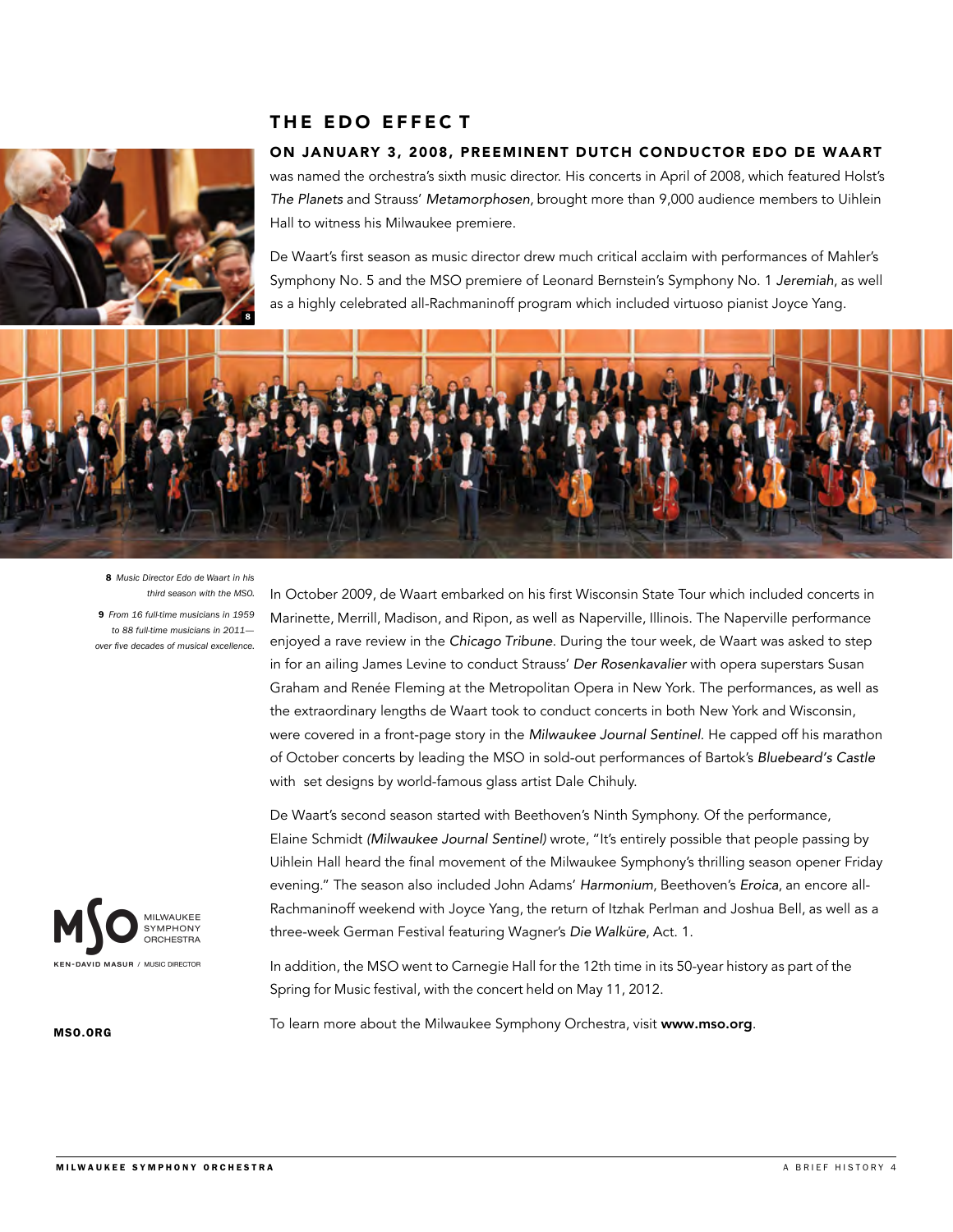## THE EDO EFFECT

**ON JANUARY 3, 2008, PREEMINENT DUTCH CONDUCTOR EDO DE WAART** was named the orchestra's sixth music director. His concerts in April of 2008, which featured Holst's *The Planets* and Strauss' *Metamorphosen*, brought more than 9,000 audience members to Uihlein Hall to witness his Milwaukee premiere.

De Waart's first season as music director drew much critical acclaim with performances of Mahler's Symphony No. 5 and the MSO premiere of Leonard Bernstein's Symphony No. 1 *Jeremiah*, as well as a highly celebrated all-Rachmaninoff program which included virtuoso pianist Joyce Yang.

**8** *Music Director Edo de Waart in his third season with the MSO.*

**9** *From 16 full-time musicians in 1959 to 88 full-time musicians in 2011—over five decades of musical excellence.*

In October 2009, de Waart embarked on his first Wisconsin State Tour which included concerts in Marinette, Merrill, Madison, and Ripon, as well as Naperville, Illinois. The Naperville performance enjoyed a rave review in the *Chicago Tribune*. During the tour week, de Waart was asked to step in for an ailing James Levine to conduct Strauss' *Der Rosenkavalier* with opera superstars Susan Graham and Renée Fleming at the Metropolitan Opera in New York. The performances, as well as the extraordinary lengths de Waart took to conduct concerts in both New York and Wisconsin, were covered in a front-page story in the *Milwaukee Journal Sentinel*. He capped off his marathon of October concerts by leading the MSO in sold-out performances of Bartok's *Bluebeard's Castle* with set designs by world-famous glass artist Dale Chihuly.

De Waart's second season started with Beethoven's Ninth Symphony. Of the performance, Elaine Schmidt *(Milwaukee Journal Sentinel)* wrote, "It's entirely possible that people passing by Uihlein Hall heard the final movement of the Milwaukee Symphony's thrilling season opener Friday evening." The season also included John Adams' *Harmonium*, Beethoven's *Eroica*, an encore all-Rachmaninoff weekend with Joyce Yang, the return of Itzhak Perlman and Joshua Bell, as well as a three-week German Festival featuring Wagner's *Die Walküre*, Act. 1.

In addition, the MSO went to Carnegie Hall for the 12th time in its 50-year history as part of the Spring for Music festival, with the concert held on May 11, 2012.

To learn more about the Milwaukee Symphony Orchestra, visit **www.mso.org**.

MSO MILWAUKEE SYMPHONY ORCHESTRA

KEN-DAVID MASUR / MUSIC DIRECTOR

**MSO.ORG**